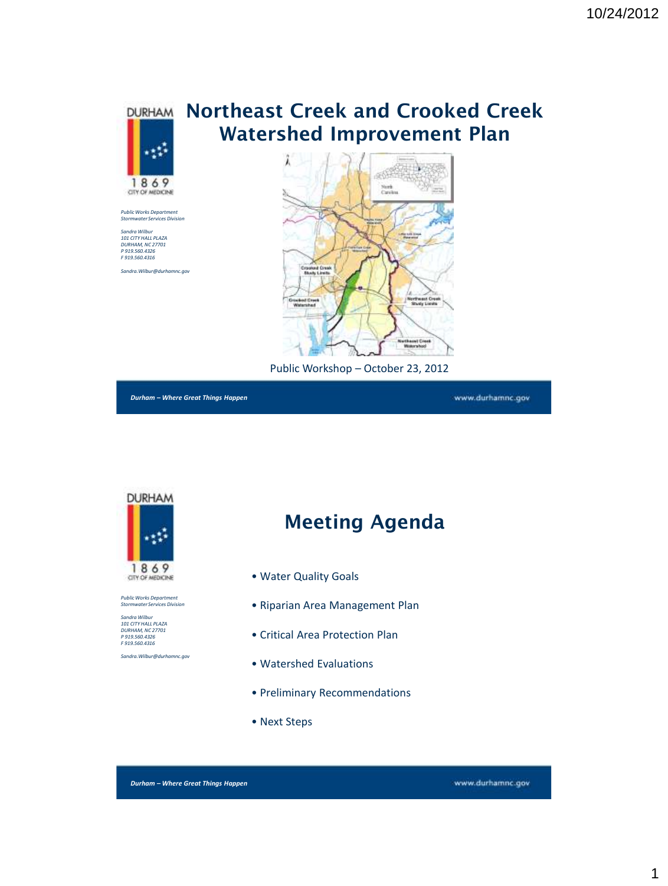# Northeast Creek and Crooked Creek Watershed Improvement Plan

*Public Works Department*
*Stormwater Services Division*

*Sandra Wilbur*
*101 CITY HALL PLAZA*
*DURHAM, NC 27701*
*P 919.560.4326*
*F 919.560.4316*

*Sandra.Wilbur@durhamnc.gov*

Crooked Creek Study Limits

Crooked Creek Watershed

Northeast Creek Study Limits

Northeast Creek Watershed

North Carolina

Public Workshop – October 23, 2012

*Durham – Where Great Things Happen*

www.durhamnc.gov

# Meeting Agenda

*Public Works Department*
*Stormwater Services Division*

*Sandra Wilbur*
*101 CITY HALL PLAZA*
*DURHAM, NC 27701*
*P 919.560.4326*
*F 919.560.4316*

*Sandra.Wilbur@durhamnc.gov*

- Water Quality Goals
- Riparian Area Management Plan
- Critical Area Protection Plan
- Watershed Evaluations
- Preliminary Recommendations
- Next Steps

*Durham – Where Great Things Happen*

www.durhamnc.gov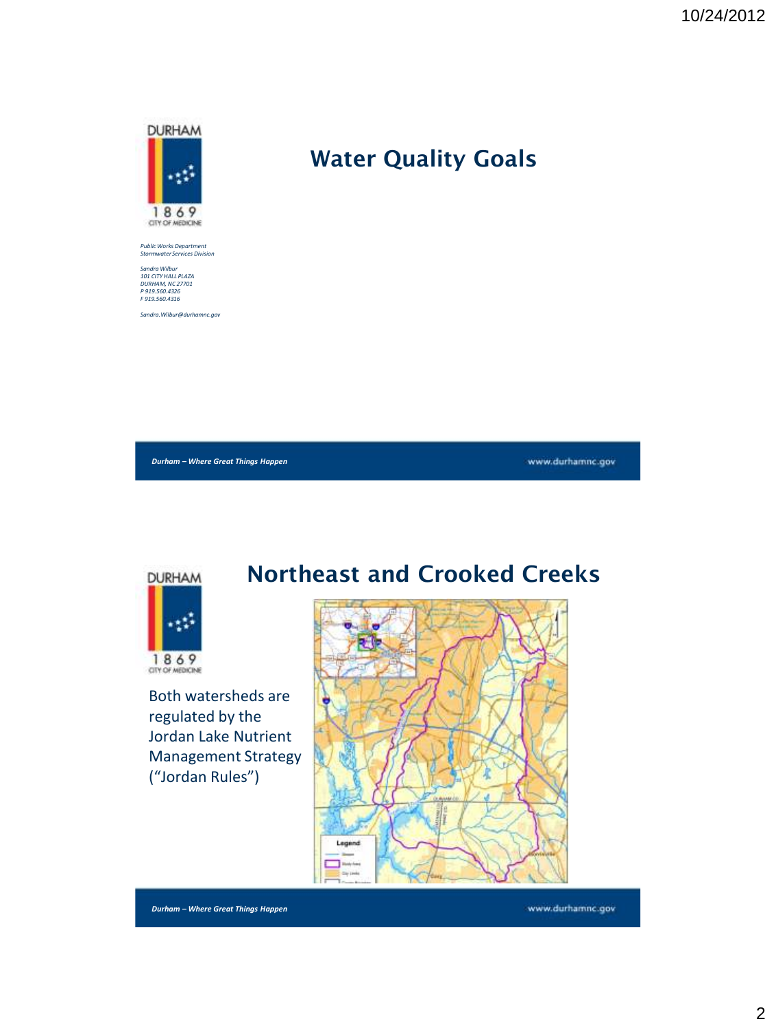## Water Quality Goals

*Public Works Department*
*Stormwater Services Division*

*Sandra Wilbur*
*101 CITY HALL PLAZA*
*DURHAM, NC 27701*
*P 919.560.4326*
*F 919.560.4316*

*Sandra.Wilbur@durhamnc.gov*

*Durham – Where Great Things Happen*

www.durhamnc.gov

## Northeast and Crooked Creeks

Both watersheds are regulated by the Jordan Lake Nutrient Management Strategy ("Jordan Rules")

*Durham – Where Great Things Happen*

www.durhamnc.gov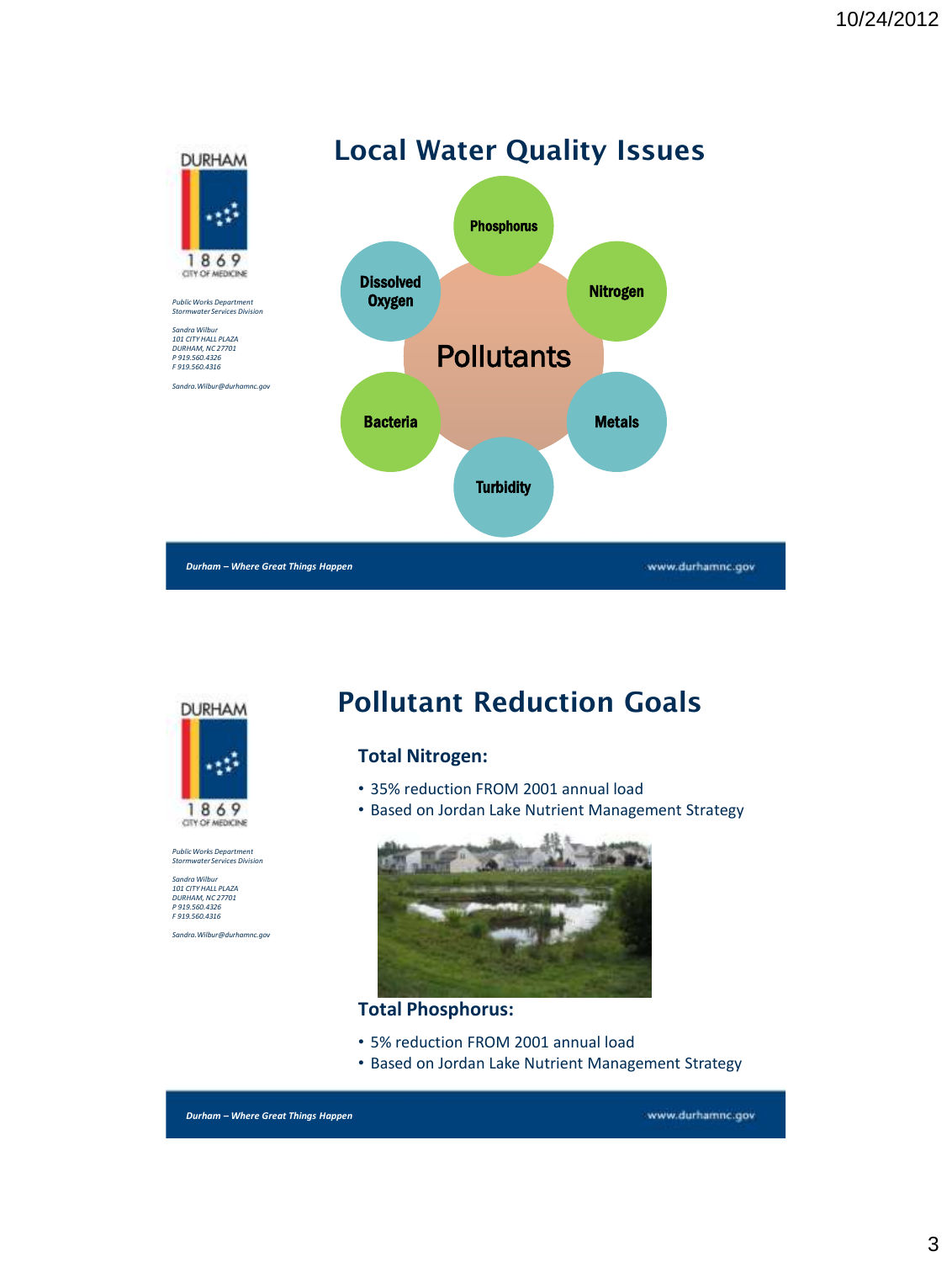## Local Water Quality Issues

Pollutants

Phosphorus

Nitrogen

Metals

Turbidity

Bacteria

Dissolved Oxygen

DURHAM

1869

CITY OF MEDICINE

*Public Works Department*
*Stormwater Services Division*

*Sandra Wilbur*
*101 CITY HALL PLAZA*
*DURHAM, NC 27701*
*P 919.560.4326*
*F 919.560.4316*

*Sandra.Wilbur@durhamnc.gov*

***Durham – Where Great Things Happen***

www.durhamnc.gov

## Pollutant Reduction Goals

### Total Nitrogen:

- 35% reduction FROM 2001 annual load
- Based on Jordan Lake Nutrient Management Strategy

### Total Phosphorus:

- 5% reduction FROM 2001 annual load
- Based on Jordan Lake Nutrient Management Strategy

DURHAM

1869

CITY OF MEDICINE

*Public Works Department*
*Stormwater Services Division*

*Sandra Wilbur*
*101 CITY HALL PLAZA*
*DURHAM, NC 27701*
*P 919.560.4326*
*F 919.560.4316*

*Sandra.Wilbur@durhamnc.gov*

***Durham – Where Great Things Happen***

www.durhamnc.gov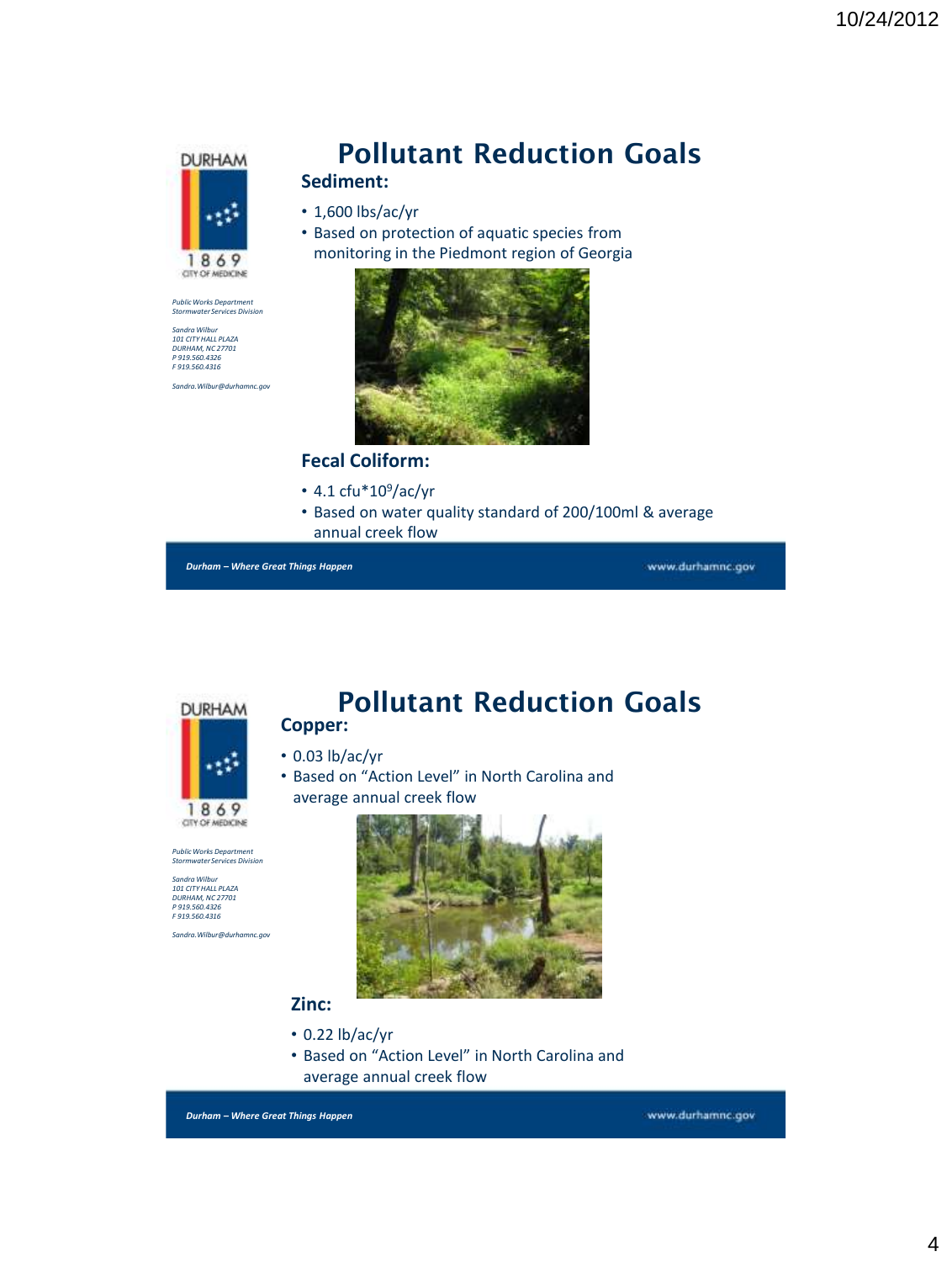# Pollutant Reduction Goals

**Sediment:**

- 1,600 lbs/ac/yr
- Based on protection of aquatic species from monitoring in the Piedmont region of Georgia

**Fecal Coliform:**

- 4.1 cfu*$10^9$/ac/yr
- Based on water quality standard of 200/100ml & average annual creek flow

*Public Works Department*
*Stormwater Services Division*

*Sandra Wilbur*
*101 CITY HALL PLAZA*
*DURHAM, NC 27701*
*P 919.560.4326*
*F 919.560.4316*

*Sandra.Wilbur@durhamnc.gov*

***Durham – Where Great Things Happen***

www.durhamnc.gov

# Pollutant Reduction Goals

**Copper:**

- 0.03 lb/ac/yr
- Based on "Action Level" in North Carolina and average annual creek flow

**Zinc:**

- 0.22 lb/ac/yr
- Based on "Action Level" in North Carolina and average annual creek flow

*Public Works Department*
*Stormwater Services Division*

*Sandra Wilbur*
*101 CITY HALL PLAZA*
*DURHAM, NC 27701*
*P 919.560.4326*
*F 919.560.4316*

*Sandra.Wilbur@durhamnc.gov*

***Durham – Where Great Things Happen***

www.durhamnc.gov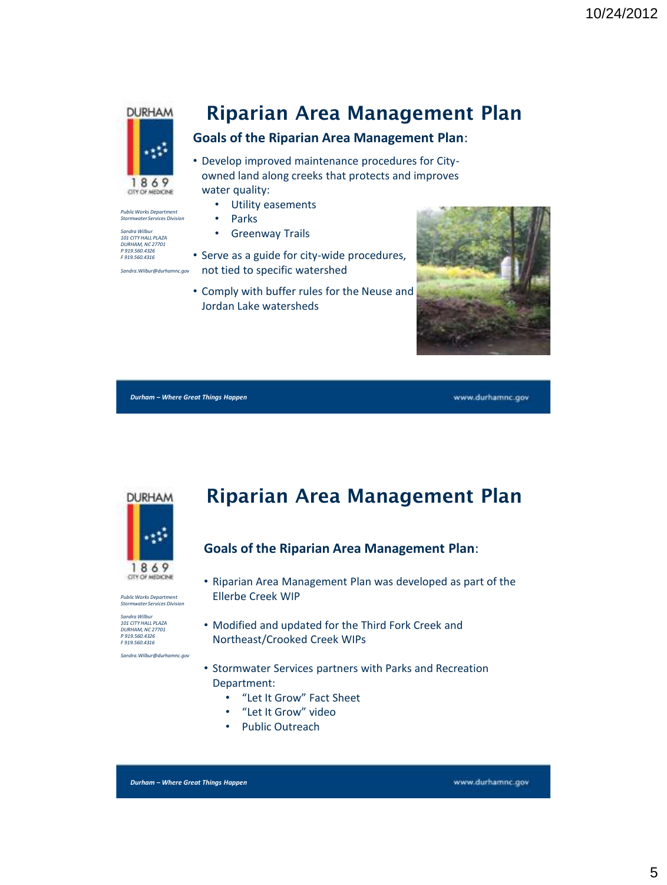# Riparian Area Management Plan

*Public Works Department*
*Stormwater Services Division*

*Sandra Wilbur*
*101 CITY HALL PLAZA*
*DURHAM, NC 27701*
*P 919.560.4326*
*F 919.560.4316*

*Sandra.Wilbur@durhamnc.gov*

**Goals of the Riparian Area Management Plan**:

- Develop improved maintenance procedures for City-owned land along creeks that protects and improves water quality:
  - Utility easements
  - Parks
  - Greenway Trails
- Serve as a guide for city-wide procedures, not tied to specific watershed
- Comply with buffer rules for the Neuse and Jordan Lake watersheds

*Durham – Where Great Things Happen*

www.durhamnc.gov

# Riparian Area Management Plan

*Public Works Department*
*Stormwater Services Division*

*Sandra Wilbur*
*101 CITY HALL PLAZA*
*DURHAM, NC 27701*
*P 919.560.4326*
*F 919.560.4316*

*Sandra.Wilbur@durhamnc.gov*

**Goals of the Riparian Area Management Plan**:

- Riparian Area Management Plan was developed as part of the Ellerbe Creek WIP
- Modified and updated for the Third Fork Creek and Northeast/Crooked Creek WIPs
- Stormwater Services partners with Parks and Recreation Department:
  - "Let It Grow" Fact Sheet
  - "Let It Grow" video
  - Public Outreach

*Durham – Where Great Things Happen*

www.durhamnc.gov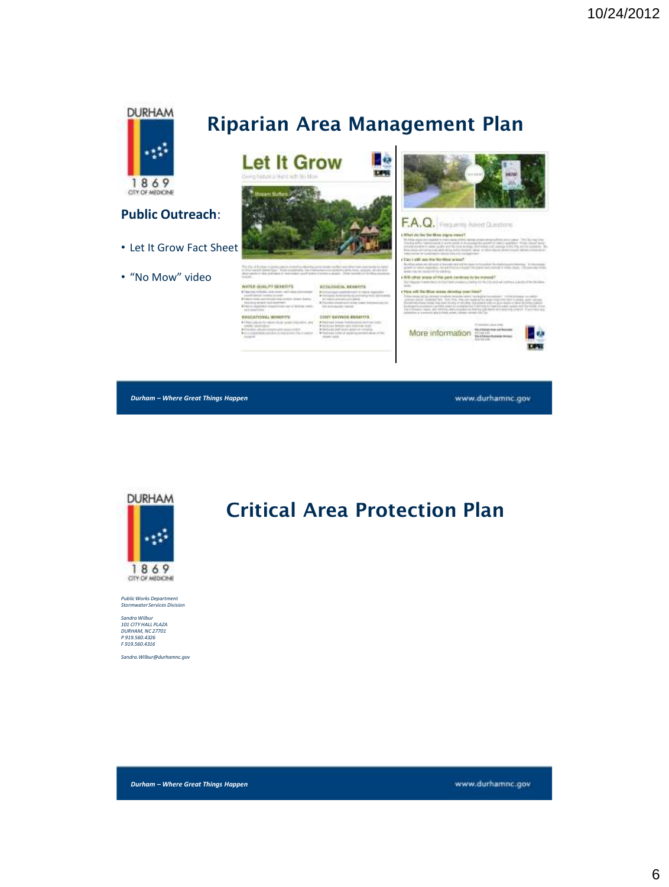## Riparian Area Management Plan

**Public Outreach**:

- Let It Grow Fact Sheet
- "No Mow" video

Let It Grow

F.A.Q.

More information

## Critical Area Protection Plan

*Public Works Department*
*Stormwater Services Division*

*Sandra Wilbur*
*101 CITY HALL PLAZA*
*DURHAM, NC 27701*
*P 919.560.4326*
*F 919.560.4316*

*Sandra.Wilbur@durhamnc.gov*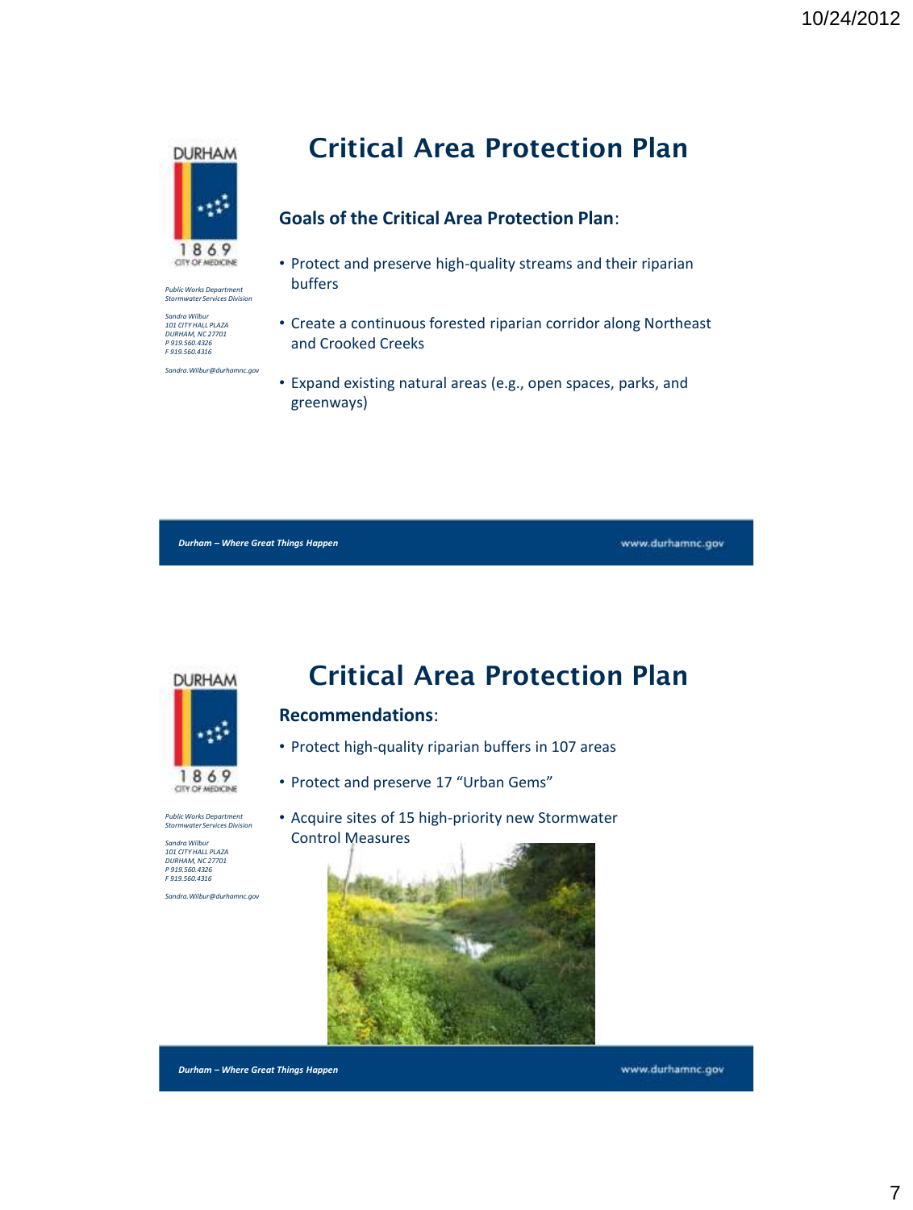# Critical Area Protection Plan

Public Works Department
Stormwater Services Division

Sandra Wilbur
101 CITY HALL PLAZA
DURHAM, NC 27701
P 919.560.4326
F 919.560.4316

Sandra.Wilbur@durhamnc.gov

**Goals of the Critical Area Protection Plan**:

- Protect and preserve high-quality streams and their riparian buffers
- Create a continuous forested riparian corridor along Northeast and Crooked Creeks
- Expand existing natural areas (e.g., open spaces, parks, and greenways)

*Durham – Where Great Things Happen*

www.durhamnc.gov

# Critical Area Protection Plan

Public Works Department
Stormwater Services Division

Sandra Wilbur
101 CITY HALL PLAZA
DURHAM, NC 27701
P 919.560.4326
F 919.560.4316

Sandra.Wilbur@durhamnc.gov

**Recommendations**:

- Protect high-quality riparian buffers in 107 areas
- Protect and preserve 17 "Urban Gems"
- Acquire sites of 15 high-priority new Stormwater Control Measures

*Durham – Where Great Things Happen*

www.durhamnc.gov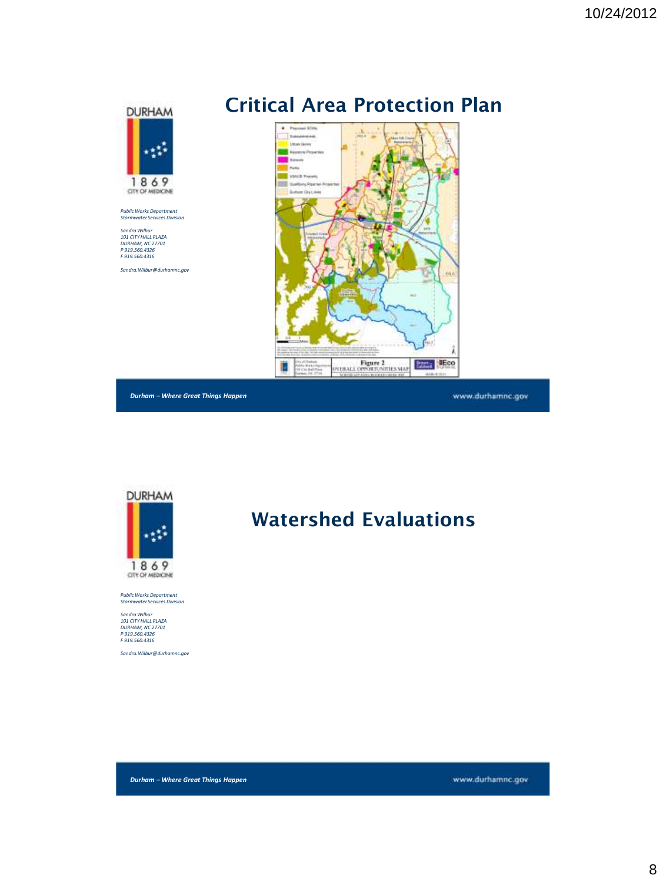## Critical Area Protection Plan

DURHAM

1869

CITY OF MEDICINE

*Public Works Department*
*Stormwater Services Division*

*Sandra Wilbur*
*101 CITY HALL PLAZA*
*DURHAM, NC 27701*
*P 919.560.4326*
*F 919.560.4316*

*Sandra.Wilbur@durhamnc.gov*

Figure 2

OVERALL OPPORTUNITIES MAP

***Durham – Where Great Things Happen***

www.durhamnc.gov

## Watershed Evaluations

DURHAM

1869

CITY OF MEDICINE

*Public Works Department*
*Stormwater Services Division*

*Sandra Wilbur*
*101 CITY HALL PLAZA*
*DURHAM, NC 27701*
*P 919.560.4326*
*F 919.560.4316*

*Sandra.Wilbur@durhamnc.gov*

***Durham – Where Great Things Happen***

www.durhamnc.gov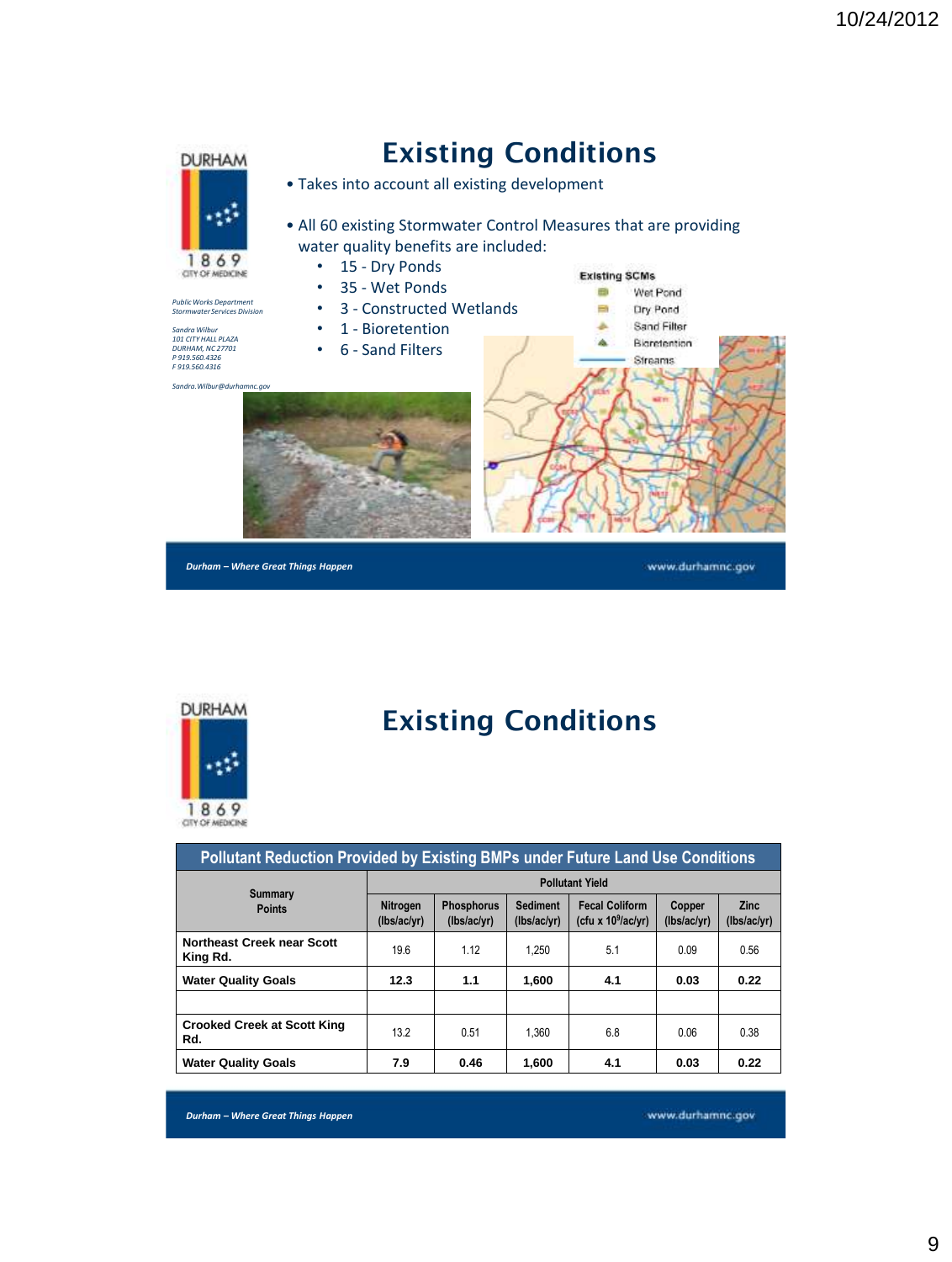# Existing Conditions

- Takes into account all existing development
- All 60 existing Stormwater Control Measures that are providing water quality benefits are included:
  - 15 - Dry Ponds
  - 35 - Wet Ponds
  - 3 - Constructed Wetlands
  - 1 - Bioretention
  - 6 - Sand Filters

*Public Works Department*
*Stormwater Services Division*

*Sandra Wilbur*
*101 CITY HALL PLAZA*
*DURHAM, NC 27701*
*P 919.560.4326*
*F 919.560.4316*

*Sandra.Wilbur@durhamnc.gov*

Existing SCMs: Wet Pond, Dry Pond, Sand Filter, Bioretention, Streams

# Existing Conditions

| Pollutant Reduction Provided by Existing BMPs under Future Land Use Conditions | | | | | | |
|---|---|---|---|---|---|---|
| Summary Points | Pollutant Yield | | | | | |
| | Nitrogen (lbs/ac/yr) | Phosphorus (lbs/ac/yr) | Sediment (lbs/ac/yr) | Fecal Coliform (cfu x $10^9$/ac/yr) | Copper (lbs/ac/yr) | Zinc (lbs/ac/yr) |
| **Northeast Creek near Scott King Rd.** | 19.6 | 1.12 | 1,250 | 5.1 | 0.09 | 0.56 |
| **Water Quality Goals** | **12.3** | **1.1** | **1,600** | **4.1** | **0.03** | **0.22** |
| | | | | | | |
| **Crooked Creek at Scott King Rd.** | 13.2 | 0.51 | 1,360 | 6.8 | 0.06 | 0.38 |
| **Water Quality Goals** | **7.9** | **0.46** | **1,600** | **4.1** | **0.03** | **0.22** |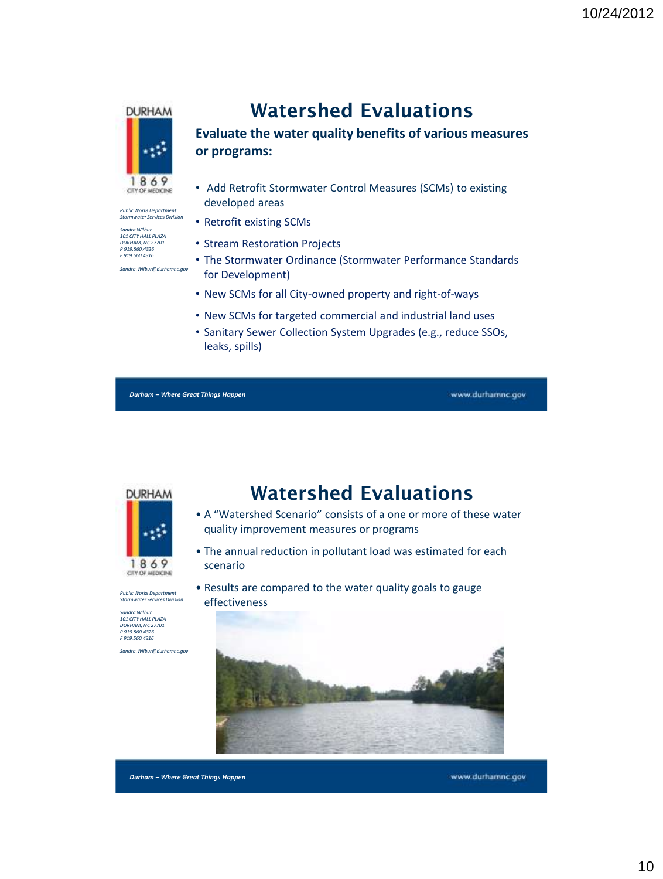# Watershed Evaluations

**Evaluate the water quality benefits of various measures or programs:**

- Add Retrofit Stormwater Control Measures (SCMs) to existing developed areas
- Retrofit existing SCMs
- Stream Restoration Projects
- The Stormwater Ordinance (Stormwater Performance Standards for Development)
- New SCMs for all City-owned property and right-of-ways
- New SCMs for targeted commercial and industrial land uses
- Sanitary Sewer Collection System Upgrades (e.g., reduce SSOs, leaks, spills)

*Public Works Department*
*Stormwater Services Division*

*Sandra Wilbur*
*101 CITY HALL PLAZA*
*DURHAM, NC 27701*
*P 919.560.4326*
*F 919.560.4316*

*Sandra.Wilbur@durhamnc.gov*

***Durham – Where Great Things Happen*** www.durhamnc.gov

# Watershed Evaluations

- A "Watershed Scenario" consists of a one or more of these water quality improvement measures or programs
- The annual reduction in pollutant load was estimated for each scenario
- Results are compared to the water quality goals to gauge effectiveness

*Public Works Department*
*Stormwater Services Division*

*Sandra Wilbur*
*101 CITY HALL PLAZA*
*DURHAM, NC 27701*
*P 919.560.4326*
*F 919.560.4316*

*Sandra.Wilbur@durhamnc.gov*

***Durham – Where Great Things Happen*** www.durhamnc.gov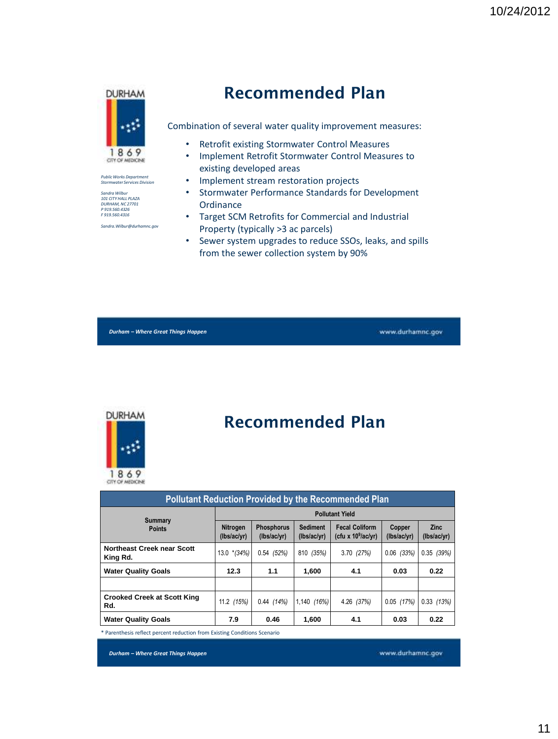# Recommended Plan

*Public Works Department*
*Stormwater Services Division*

*Sandra Wilbur*
*101 CITY HALL PLAZA*
*DURHAM, NC 27701*
*P 919.560.4326*
*F 919.560.4316*

*Sandra.Wilbur@durhamnc.gov*

Combination of several water quality improvement measures:

- Retrofit existing Stormwater Control Measures
- Implement Retrofit Stormwater Control Measures to existing developed areas
- Implement stream restoration projects
- Stormwater Performance Standards for Development Ordinance
- Target SCM Retrofits for Commercial and Industrial Property (typically >3 ac parcels)
- Sewer system upgrades to reduce SSOs, leaks, and spills from the sewer collection system by 90%

*Durham – Where Great Things Happen* www.durhamnc.gov

# Recommended Plan

**Pollutant Reduction Provided by the Recommended Plan**

| Summary Points | Pollutant Yield | | | | | |
|---|---|---|---|---|---|---|
| | Nitrogen (lbs/ac/yr) | Phosphorus (lbs/ac/yr) | Sediment (lbs/ac/yr) | Fecal Coliform (cfu x $10^9$/ac/yr) | Copper (lbs/ac/yr) | Zinc (lbs/ac/yr) |
| **Northeast Creek near Scott King Rd.** | 13.0 *(34%) | 0.54 *(52%)* | 810 *(35%)* | 3.70 *(27%)* | 0.06 *(33%)* | 0.35 *(39%)* |
| **Water Quality Goals** | **12.3** | **1.1** | **1,600** | **4.1** | **0.03** | **0.22** |
| | | | | | | |
| **Crooked Creek at Scott King Rd.** | 11.2 *(15%)* | 0.44 *(14%)* | 1,140 *(16%)* | 4.26 *(37%)* | 0.05 *(17%)* | 0.33 *(13%)* |
| **Water Quality Goals** | **7.9** | **0.46** | **1,600** | **4.1** | **0.03** | **0.22** |

* Parenthesis reflect percent reduction from Existing Conditions Scenario

*Durham – Where Great Things Happen* www.durhamnc.gov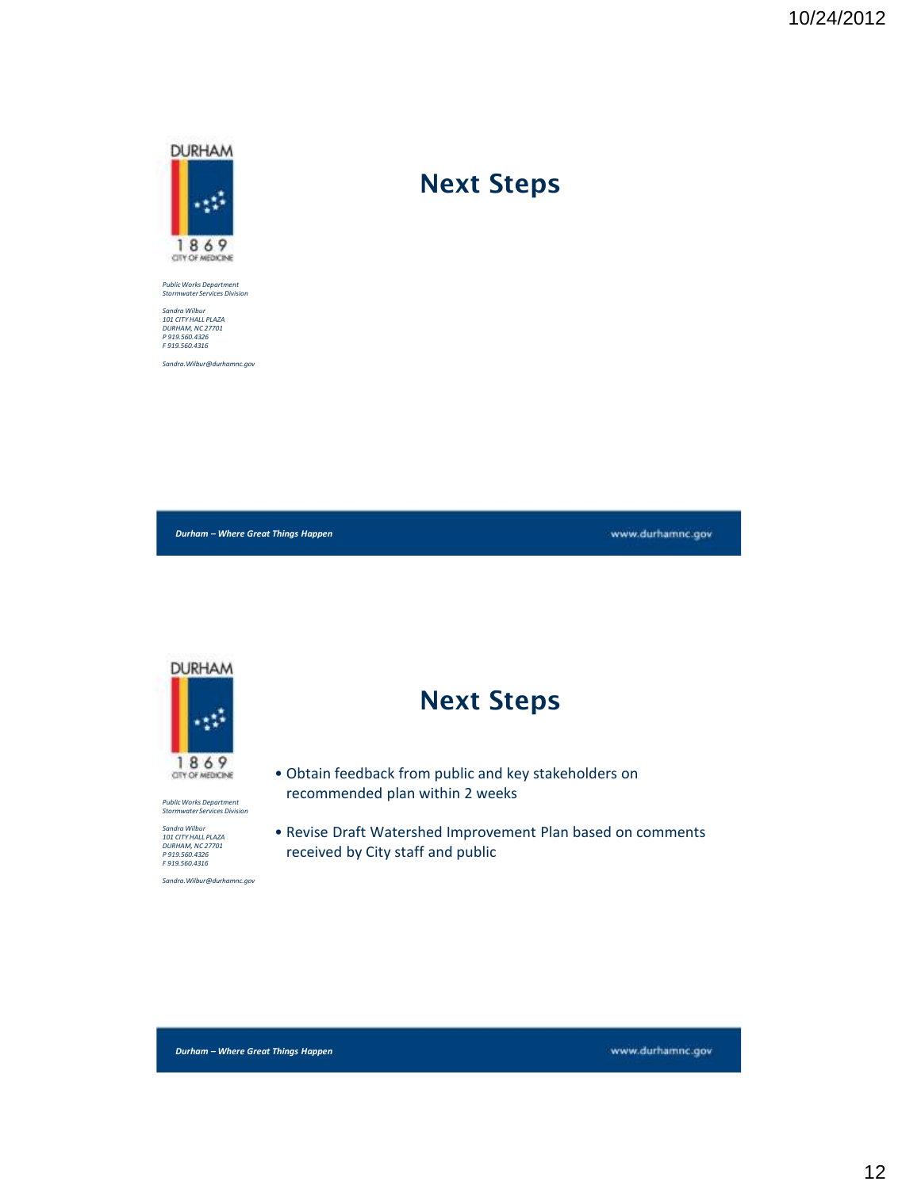## Next Steps

*Public Works Department*
*Stormwater Services Division*

*Sandra Wilbur*
*101 CITY HALL PLAZA*
*DURHAM, NC 27701*
*P 919.560.4326*
*F 919.560.4316*

*Sandra.Wilbur@durhamnc.gov*

***Durham – Where Great Things Happen***

www.durhamnc.gov

## Next Steps

*Public Works Department*
*Stormwater Services Division*

*Sandra Wilbur*
*101 CITY HALL PLAZA*
*DURHAM, NC 27701*
*P 919.560.4326*
*F 919.560.4316*

*Sandra.Wilbur@durhamnc.gov*

- Obtain feedback from public and key stakeholders on recommended plan within 2 weeks
- Revise Draft Watershed Improvement Plan based on comments received by City staff and public

***Durham – Where Great Things Happen***

www.durhamnc.gov